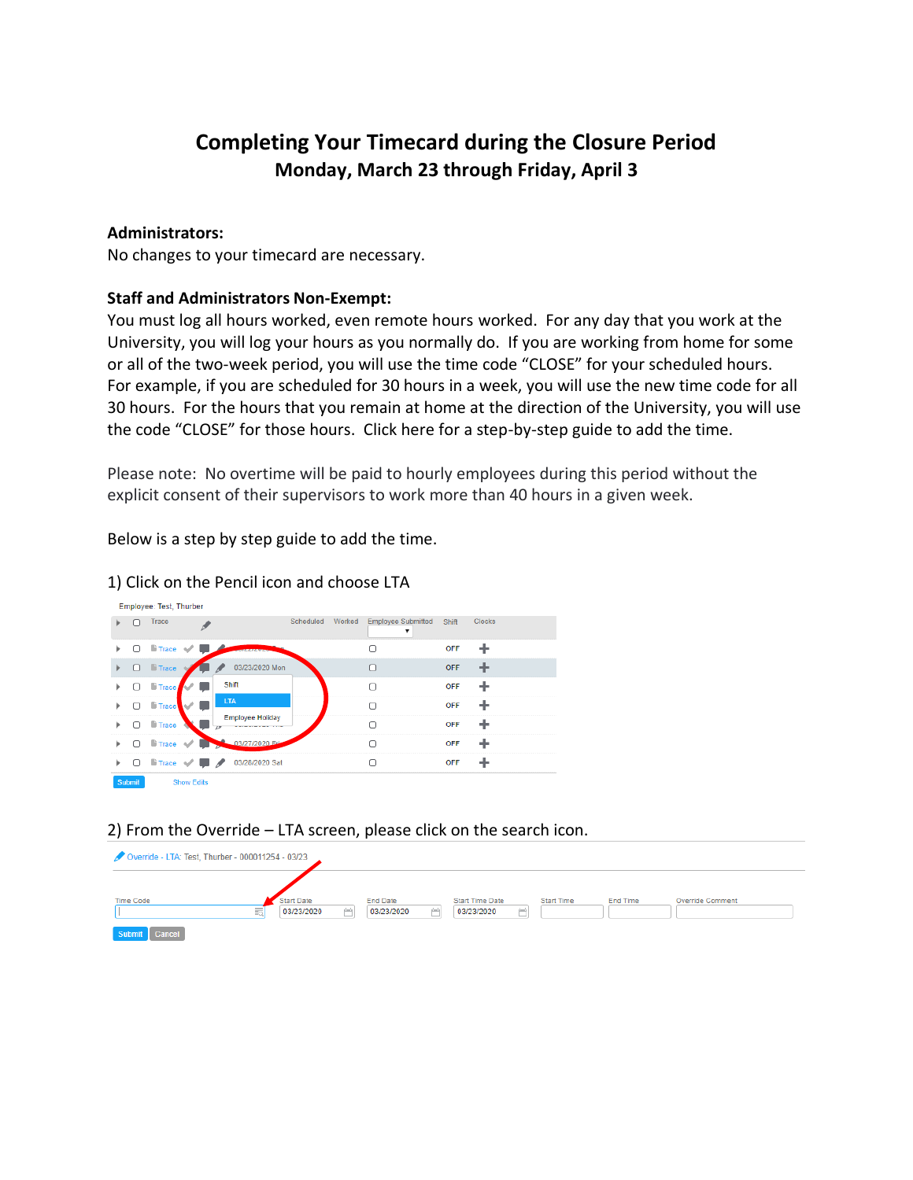# Completing Your Timecard during the Closure Period

## Monday, March 23 through Friday, April 3

**Administrators:**

No changes to your timecard are necessary.

**Staff and Administrators Non-Exempt:**

You must log all hours worked, even remote hours worked. For any day that you work at the University, you will log your hours as you normally do. If you are working from home for some or all of the two-week period, you will use the time code "CLOSE" for your scheduled hours. For example, if you are scheduled for 30 hours in a week, you will use the new time code for all 30 hours. For the hours that you remain at home at the direction of the University, you will use the code "CLOSE" for those hours. Click here for a step-by-step guide to add the time.

Please note: No overtime will be paid to hourly employees during this period without the explicit consent of their supervisors to work more than 40 hours in a given week.

Below is a step by step guide to add the time.

1) Click on the Pencil icon and choose LTA

2) From the Override – LTA screen, please click on the search icon.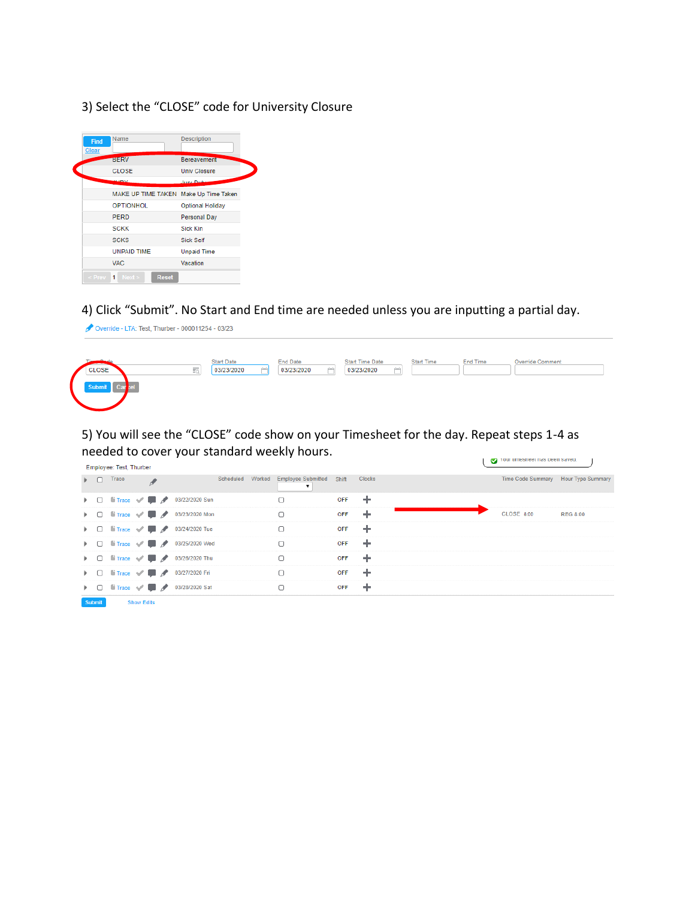3) Select the "CLOSE" code for University Closure

| Name | Description |
|---|---|
| BERV | Bereavement |
| CLOSE | Univ Closure |
| JURY | Jury Duty |
| MAKE UP TIME TAKEN | Make Up Time Taken |
| OPTIONHOL | Optional Holiday |
| PERD | Personal Day |
| SCKK | Sick Kin |
| SCKS | Sick Self |
| UNPAID TIME | Unpaid Time |
| VAC | Vacation |

4) Click "Submit". No Start and End time are needed unless you are inputting a partial day.

Override - LTA: Test, Thurber - 000011254 - 03/23

| Time Code | Start Date | End Date | Start Time Date | Start Time | End Time | Override Comment |
|---|---|---|---|---|---|---|
| CLOSE | 03/23/2020 | 03/23/2020 | 03/23/2020 | | | |

Submit Cancel

5) You will see the "CLOSE" code show on your Timesheet for the day. Repeat steps 1-4 as needed to cover your standard weekly hours.

Your timesheet has been saved.

Employee: Test, Thurber

| Trace | | Scheduled | Worked | Employee Submitted | Shift | Clocks | Time Code Summary | Hour Type Summary |
|---|---|---|---|---|---|---|---|---|
| Trace | 03/22/2020 Sun | | | | OFF | + | | |
| Trace | 03/23/2020 Mon | | | | OFF | + | CLOSE 8.00 | REG 8.00 |
| Trace | 03/24/2020 Tue | | | | OFF | + | | |
| Trace | 03/25/2020 Wed | | | | OFF | + | | |
| Trace | 03/26/2020 Thu | | | | OFF | + | | |
| Trace | 03/27/2020 Fri | | | | OFF | + | | |
| Trace | 03/28/2020 Sat | | | | OFF | + | | |

Submit Show Edits